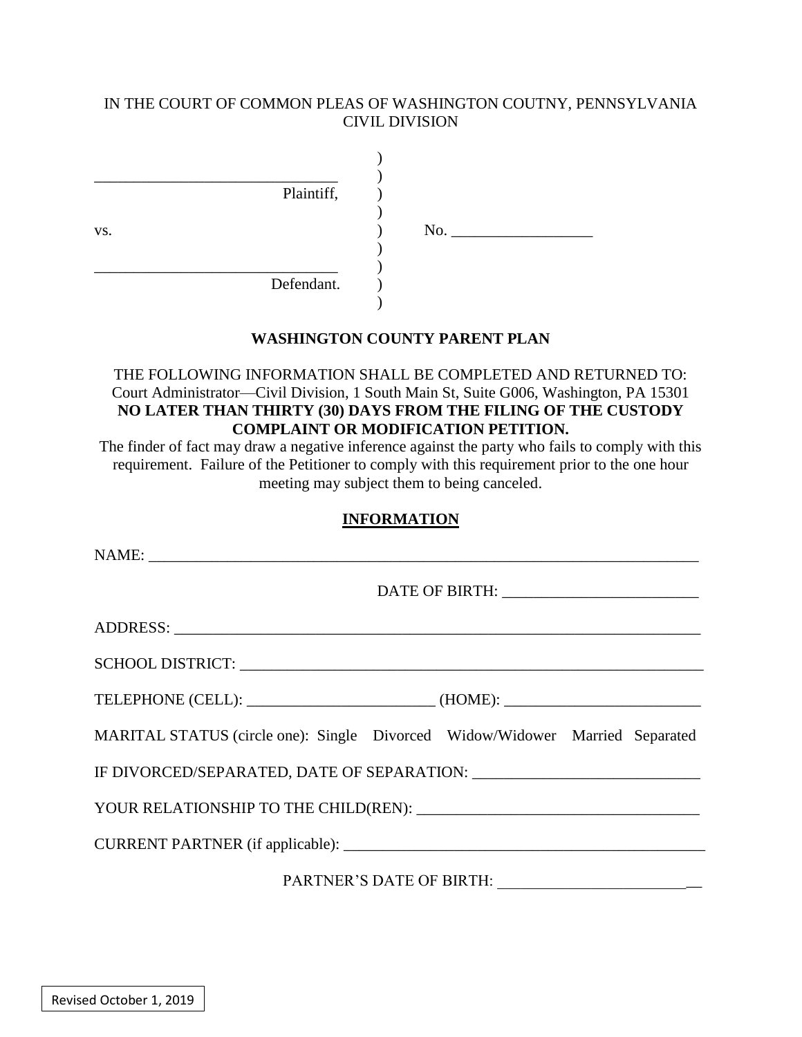IN THE COURT OF COMMON PLEAS OF WASHINGTON COUTNY, PENNSYLVANIA
CIVIL DIVISION

______________________________
Plaintiff,

vs.　　　　　　　　　　　　　　　No. __________________

______________________________
Defendant.

**WASHINGTON COUNTY PARENT PLAN**

THE FOLLOWING INFORMATION SHALL BE COMPLETED AND RETURNED TO:
Court Administrator—Civil Division, 1 South Main St, Suite G006, Washington, PA 15301
**NO LATER THAN THIRTY (30) DAYS FROM THE FILING OF THE CUSTODY COMPLAINT OR MODIFICATION PETITION.**
The finder of fact may draw a negative inference against the party who fails to comply with this requirement. Failure of the Petitioner to comply with this requirement prior to the one hour meeting may subject them to being canceled.

## INFORMATION

NAME: ______________________________________________________________________

DATE OF BIRTH: _________________________

ADDRESS: ___________________________________________________________________

SCHOOL DISTRICT: ____________________________________________________________

TELEPHONE (CELL): ________________________ (HOME): _________________________

MARITAL STATUS (circle one): Single Divorced Widow/Widower Married Separated

IF DIVORCED/SEPARATED, DATE OF SEPARATION: ____________________________

YOUR RELATIONSHIP TO THE CHILD(REN): ___________________________________

CURRENT PARTNER (if applicable): _______________________________________________

PARTNER'S DATE OF BIRTH: _________________________

Revised October 1, 2019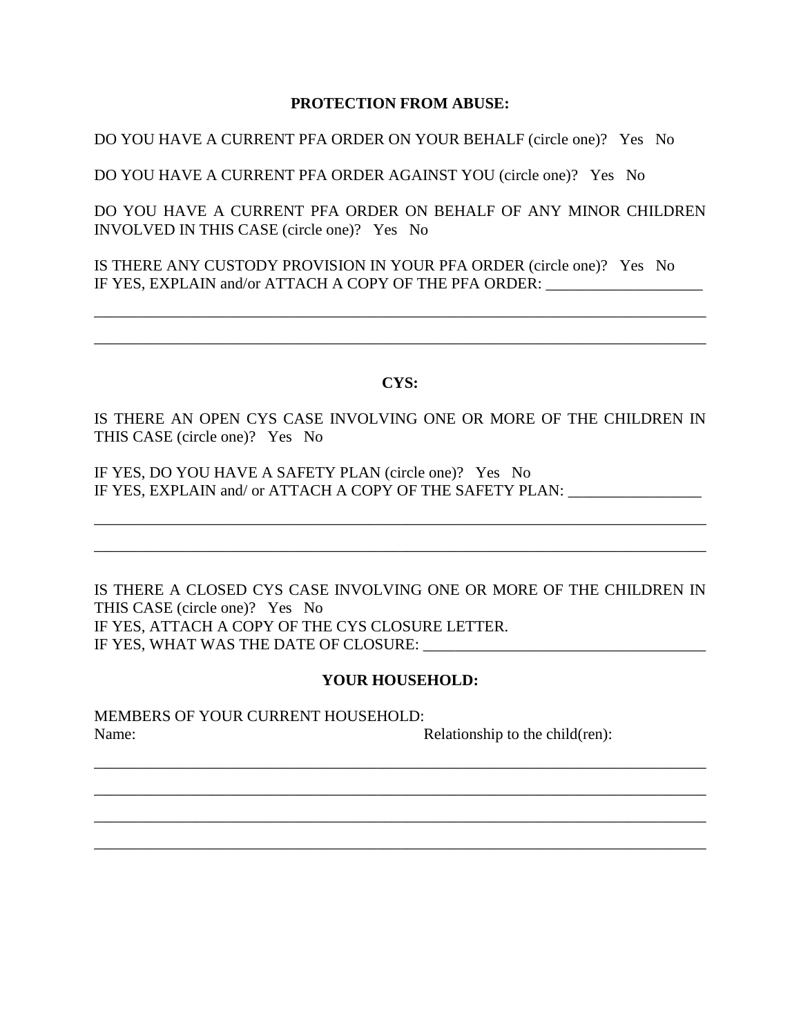**PROTECTION FROM ABUSE:**

DO YOU HAVE A CURRENT PFA ORDER ON YOUR BEHALF (circle one)? Yes No

DO YOU HAVE A CURRENT PFA ORDER AGAINST YOU (circle one)? Yes No

DO YOU HAVE A CURRENT PFA ORDER ON BEHALF OF ANY MINOR CHILDREN INVOLVED IN THIS CASE (circle one)? Yes No

IS THERE ANY CUSTODY PROVISION IN YOUR PFA ORDER (circle one)? Yes No
IF YES, EXPLAIN and/or ATTACH A COPY OF THE PFA ORDER: ____________________

________________________________________________________________________________

________________________________________________________________________________

**CYS:**

IS THERE AN OPEN CYS CASE INVOLVING ONE OR MORE OF THE CHILDREN IN THIS CASE (circle one)? Yes No

IF YES, DO YOU HAVE A SAFETY PLAN (circle one)? Yes No
IF YES, EXPLAIN and/ or ATTACH A COPY OF THE SAFETY PLAN: _________________

________________________________________________________________________________

________________________________________________________________________________

IS THERE A CLOSED CYS CASE INVOLVING ONE OR MORE OF THE CHILDREN IN THIS CASE (circle one)? Yes No
IF YES, ATTACH A COPY OF THE CYS CLOSURE LETTER.
IF YES, WHAT WAS THE DATE OF CLOSURE: ____________________________________

**YOUR HOUSEHOLD:**

MEMBERS OF YOUR CURRENT HOUSEHOLD:
Name: Relationship to the child(ren):

________________________________________________________________________________

________________________________________________________________________________

________________________________________________________________________________

________________________________________________________________________________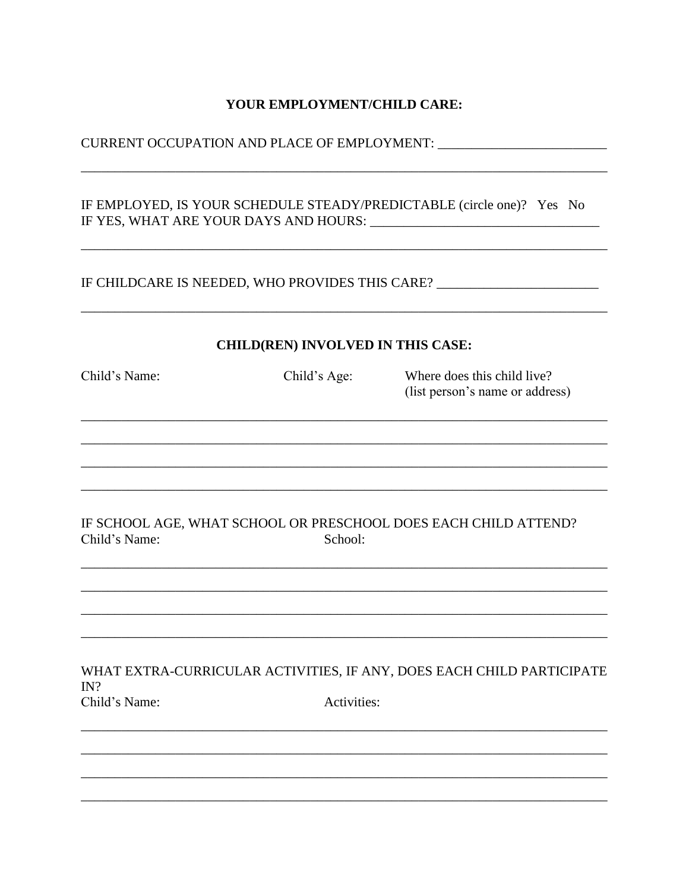**YOUR EMPLOYMENT/CHILD CARE:**

CURRENT OCCUPATION AND PLACE OF EMPLOYMENT: ________________________

______________________________________________________________________________

IF EMPLOYED, IS YOUR SCHEDULE STEADY/PREDICTABLE (circle one)? Yes No
IF YES, WHAT ARE YOUR DAYS AND HOURS: ________________________________

______________________________________________________________________________

IF CHILDCARE IS NEEDED, WHO PROVIDES THIS CARE? ________________________

______________________________________________________________________________

**CHILD(REN) INVOLVED IN THIS CASE:**

| Child's Name: | Child's Age: | Where does this child live? (list person's name or address) |
|---|---|---|
| | | |
| | | |
| | | |
| | | |

IF SCHOOL AGE, WHAT SCHOOL OR PRESCHOOL DOES EACH CHILD ATTEND?

| Child's Name: | School: |
|---|---|
| | |
| | |
| | |
| | |

WHAT EXTRA-CURRICULAR ACTIVITIES, IF ANY, DOES EACH CHILD PARTICIPATE IN?

| Child's Name: | Activities: |
|---|---|
| | |
| | |
| | |
| | |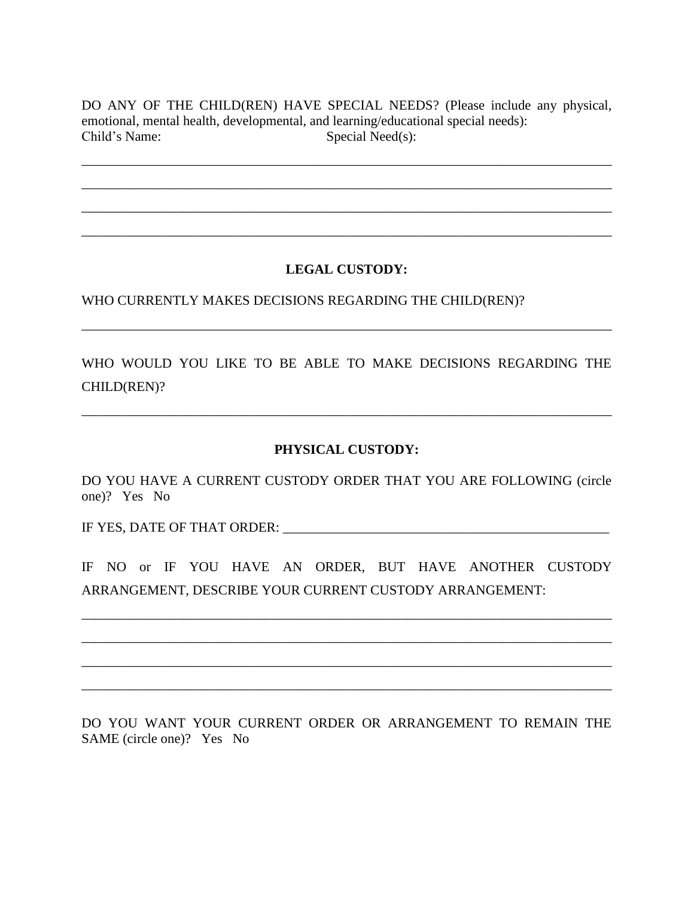DO ANY OF THE CHILD(REN) HAVE SPECIAL NEEDS? (Please include any physical, emotional, mental health, developmental, and learning/educational special needs):
Child's Name: Special Need(s):

\_\_\_\_\_\_\_\_\_\_\_\_\_\_\_\_\_\_\_\_\_\_\_\_\_\_\_\_\_\_\_\_\_\_\_\_\_\_\_\_\_\_\_\_\_\_\_\_\_\_\_\_\_\_\_\_\_\_\_\_\_\_\_\_\_\_\_\_\_\_\_\_\_\_\_\_\_\_

\_\_\_\_\_\_\_\_\_\_\_\_\_\_\_\_\_\_\_\_\_\_\_\_\_\_\_\_\_\_\_\_\_\_\_\_\_\_\_\_\_\_\_\_\_\_\_\_\_\_\_\_\_\_\_\_\_\_\_\_\_\_\_\_\_\_\_\_\_\_\_\_\_\_\_\_\_\_

\_\_\_\_\_\_\_\_\_\_\_\_\_\_\_\_\_\_\_\_\_\_\_\_\_\_\_\_\_\_\_\_\_\_\_\_\_\_\_\_\_\_\_\_\_\_\_\_\_\_\_\_\_\_\_\_\_\_\_\_\_\_\_\_\_\_\_\_\_\_\_\_\_\_\_\_\_\_

\_\_\_\_\_\_\_\_\_\_\_\_\_\_\_\_\_\_\_\_\_\_\_\_\_\_\_\_\_\_\_\_\_\_\_\_\_\_\_\_\_\_\_\_\_\_\_\_\_\_\_\_\_\_\_\_\_\_\_\_\_\_\_\_\_\_\_\_\_\_\_\_\_\_\_\_\_\_

## LEGAL CUSTODY:

WHO CURRENTLY MAKES DECISIONS REGARDING THE CHILD(REN)?

\_\_\_\_\_\_\_\_\_\_\_\_\_\_\_\_\_\_\_\_\_\_\_\_\_\_\_\_\_\_\_\_\_\_\_\_\_\_\_\_\_\_\_\_\_\_\_\_\_\_\_\_\_\_\_\_\_\_\_\_\_\_\_\_\_\_\_\_\_\_\_\_\_\_\_\_\_\_

WHO WOULD YOU LIKE TO BE ABLE TO MAKE DECISIONS REGARDING THE CHILD(REN)?

\_\_\_\_\_\_\_\_\_\_\_\_\_\_\_\_\_\_\_\_\_\_\_\_\_\_\_\_\_\_\_\_\_\_\_\_\_\_\_\_\_\_\_\_\_\_\_\_\_\_\_\_\_\_\_\_\_\_\_\_\_\_\_\_\_\_\_\_\_\_\_\_\_\_\_\_\_\_

## PHYSICAL CUSTODY:

DO YOU HAVE A CURRENT CUSTODY ORDER THAT YOU ARE FOLLOWING (circle one)? Yes No

IF YES, DATE OF THAT ORDER: \_\_\_\_\_\_\_\_\_\_\_\_\_\_\_\_\_\_\_\_\_\_\_\_\_\_\_\_\_\_\_\_\_\_\_\_\_\_\_\_\_\_\_\_\_\_\_\_

IF NO or IF YOU HAVE AN ORDER, BUT HAVE ANOTHER CUSTODY ARRANGEMENT, DESCRIBE YOUR CURRENT CUSTODY ARRANGEMENT:

\_\_\_\_\_\_\_\_\_\_\_\_\_\_\_\_\_\_\_\_\_\_\_\_\_\_\_\_\_\_\_\_\_\_\_\_\_\_\_\_\_\_\_\_\_\_\_\_\_\_\_\_\_\_\_\_\_\_\_\_\_\_\_\_\_\_\_\_\_\_\_\_\_\_\_\_\_\_

\_\_\_\_\_\_\_\_\_\_\_\_\_\_\_\_\_\_\_\_\_\_\_\_\_\_\_\_\_\_\_\_\_\_\_\_\_\_\_\_\_\_\_\_\_\_\_\_\_\_\_\_\_\_\_\_\_\_\_\_\_\_\_\_\_\_\_\_\_\_\_\_\_\_\_\_\_\_

\_\_\_\_\_\_\_\_\_\_\_\_\_\_\_\_\_\_\_\_\_\_\_\_\_\_\_\_\_\_\_\_\_\_\_\_\_\_\_\_\_\_\_\_\_\_\_\_\_\_\_\_\_\_\_\_\_\_\_\_\_\_\_\_\_\_\_\_\_\_\_\_\_\_\_\_\_\_

\_\_\_\_\_\_\_\_\_\_\_\_\_\_\_\_\_\_\_\_\_\_\_\_\_\_\_\_\_\_\_\_\_\_\_\_\_\_\_\_\_\_\_\_\_\_\_\_\_\_\_\_\_\_\_\_\_\_\_\_\_\_\_\_\_\_\_\_\_\_\_\_\_\_\_\_\_\_

DO YOU WANT YOUR CURRENT ORDER OR ARRANGEMENT TO REMAIN THE SAME (circle one)? Yes No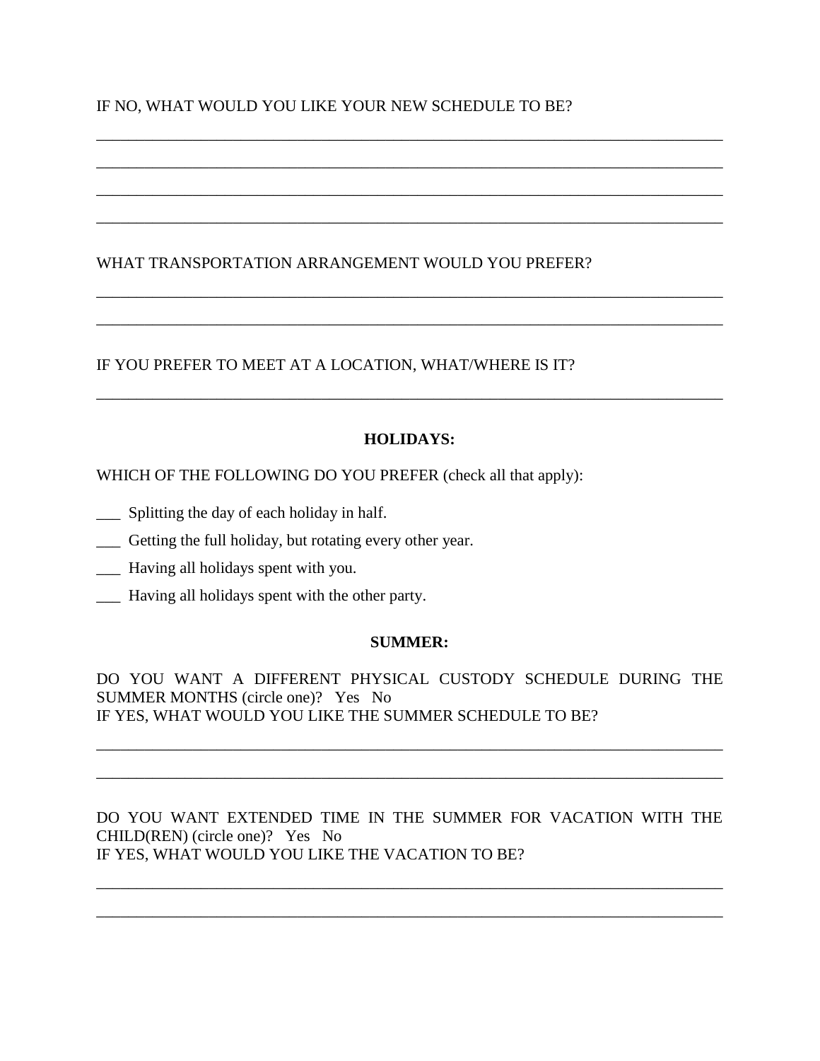IF NO, WHAT WOULD YOU LIKE YOUR NEW SCHEDULE TO BE?

________________________________________________________________________________

________________________________________________________________________________

________________________________________________________________________________

________________________________________________________________________________

WHAT TRANSPORTATION ARRANGEMENT WOULD YOU PREFER?

________________________________________________________________________________

________________________________________________________________________________

IF YOU PREFER TO MEET AT A LOCATION, WHAT/WHERE IS IT?

________________________________________________________________________________

**HOLIDAYS:**

WHICH OF THE FOLLOWING DO YOU PREFER (check all that apply):

___ Splitting the day of each holiday in half.

___ Getting the full holiday, but rotating every other year.

___ Having all holidays spent with you.

___ Having all holidays spent with the other party.

**SUMMER:**

DO YOU WANT A DIFFERENT PHYSICAL CUSTODY SCHEDULE DURING THE SUMMER MONTHS (circle one)? Yes No
IF YES, WHAT WOULD YOU LIKE THE SUMMER SCHEDULE TO BE?

________________________________________________________________________________

________________________________________________________________________________

DO YOU WANT EXTENDED TIME IN THE SUMMER FOR VACATION WITH THE CHILD(REN) (circle one)? Yes No
IF YES, WHAT WOULD YOU LIKE THE VACATION TO BE?

________________________________________________________________________________

________________________________________________________________________________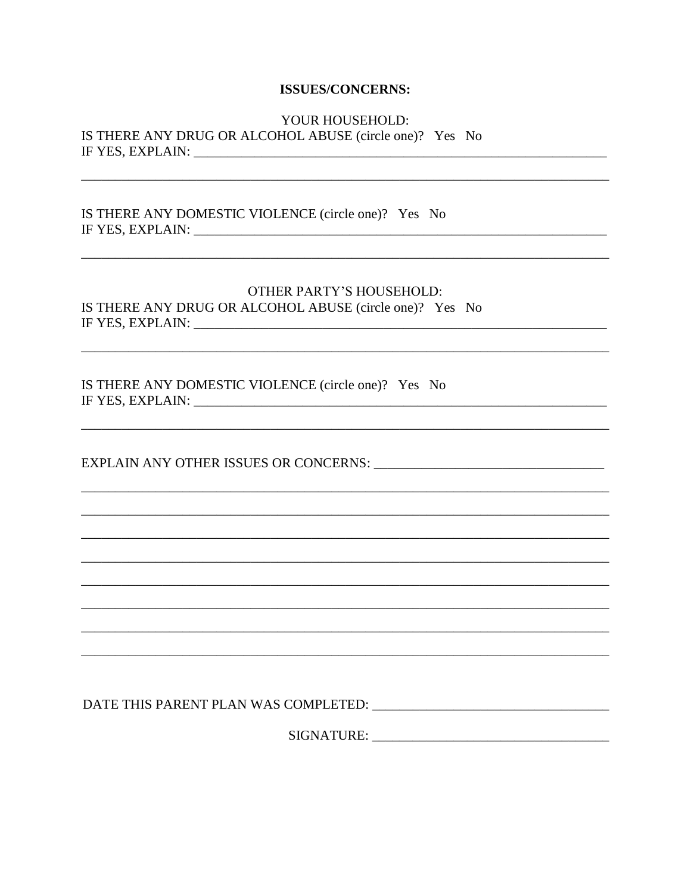**ISSUES/CONCERNS:**

YOUR HOUSEHOLD:

IS THERE ANY DRUG OR ALCOHOL ABUSE (circle one)? Yes No

IF YES, EXPLAIN: ___________________________________________________________________

_______________________________________________________________________________

IS THERE ANY DOMESTIC VIOLENCE (circle one)? Yes No

IF YES, EXPLAIN: ___________________________________________________________________

_______________________________________________________________________________

OTHER PARTY'S HOUSEHOLD:

IS THERE ANY DRUG OR ALCOHOL ABUSE (circle one)? Yes No

IF YES, EXPLAIN: ___________________________________________________________________

_______________________________________________________________________________

IS THERE ANY DOMESTIC VIOLENCE (circle one)? Yes No

IF YES, EXPLAIN: ___________________________________________________________________

_______________________________________________________________________________

EXPLAIN ANY OTHER ISSUES OR CONCERNS: ____________________________________

_______________________________________________________________________________

_______________________________________________________________________________

_______________________________________________________________________________

_______________________________________________________________________________

_______________________________________________________________________________

_______________________________________________________________________________

_______________________________________________________________________________

_______________________________________________________________________________

DATE THIS PARENT PLAN WAS COMPLETED: ____________________________________

SIGNATURE: ____________________________________